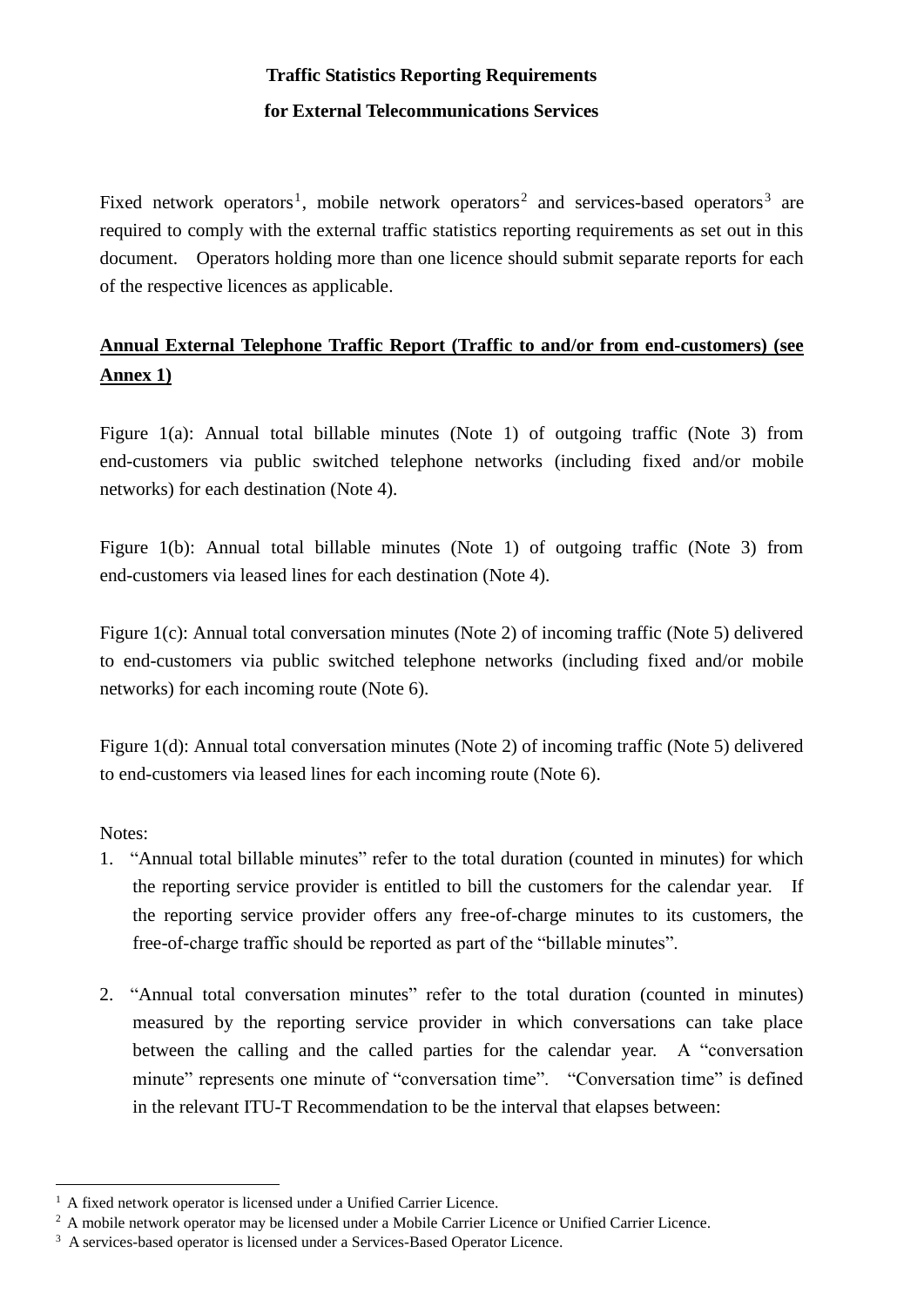**Traffic Statistics Reporting Requirements**

**for External Telecommunications Services**

Fixed network operators[1], mobile network operators[2] and services-based operators[3] are required to comply with the external traffic statistics reporting requirements as set out in this document. Operators holding more than one licence should submit separate reports for each of the respective licences as applicable.

**<u>Annual External Telephone Traffic Report (Traffic to and/or from end-customers) (see Annex 1)</u>**

Figure 1(a): Annual total billable minutes (Note 1) of outgoing traffic (Note 3) from end-customers via public switched telephone networks (including fixed and/or mobile networks) for each destination (Note 4).

Figure 1(b): Annual total billable minutes (Note 1) of outgoing traffic (Note 3) from end-customers via leased lines for each destination (Note 4).

Figure 1(c): Annual total conversation minutes (Note 2) of incoming traffic (Note 5) delivered to end-customers via public switched telephone networks (including fixed and/or mobile networks) for each incoming route (Note 6).

Figure 1(d): Annual total conversation minutes (Note 2) of incoming traffic (Note 5) delivered to end-customers via leased lines for each incoming route (Note 6).

Notes:

1. "Annual total billable minutes" refer to the total duration (counted in minutes) for which the reporting service provider is entitled to bill the customers for the calendar year. If the reporting service provider offers any free-of-charge minutes to its customers, the free-of-charge traffic should be reported as part of the "billable minutes".

2. "Annual total conversation minutes" refer to the total duration (counted in minutes) measured by the reporting service provider in which conversations can take place between the calling and the called parties for the calendar year. A "conversation minute" represents one minute of "conversation time". "Conversation time" is defined in the relevant ITU-T Recommendation to be the interval that elapses between:

---

[1] A fixed network operator is licensed under a Unified Carrier Licence.

[2] A mobile network operator may be licensed under a Mobile Carrier Licence or Unified Carrier Licence.

[3] A services-based operator is licensed under a Services-Based Operator Licence.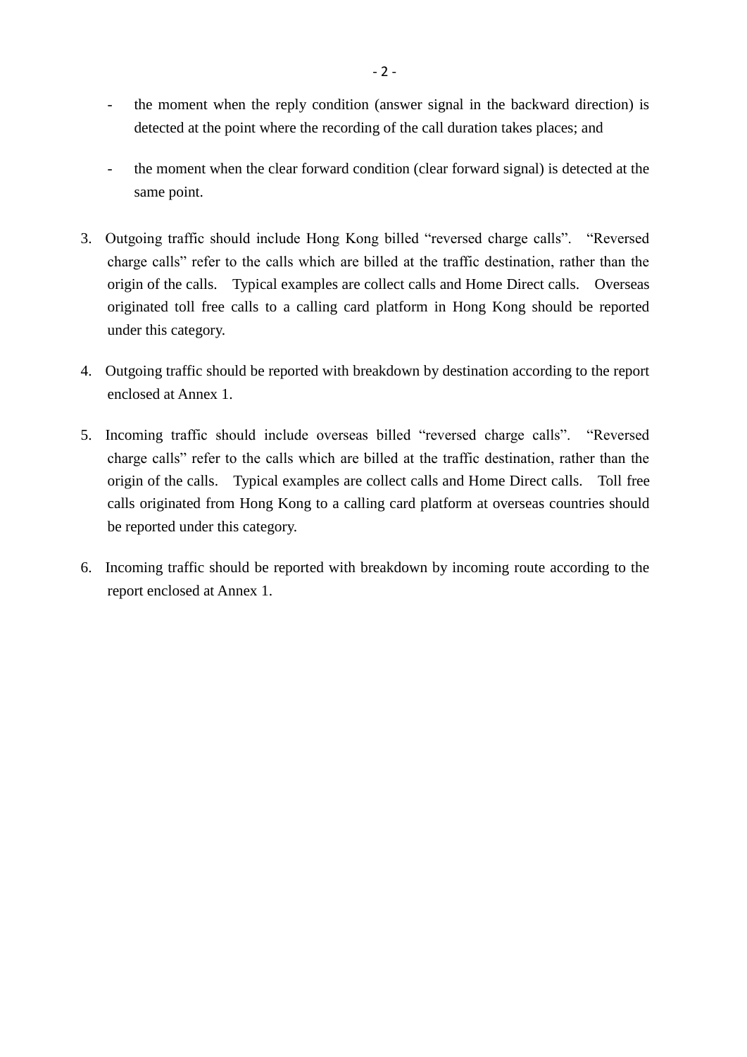- the moment when the reply condition (answer signal in the backward direction) is detected at the point where the recording of the call duration takes places; and

- the moment when the clear forward condition (clear forward signal) is detected at the same point.

3. Outgoing traffic should include Hong Kong billed "reversed charge calls". "Reversed charge calls" refer to the calls which are billed at the traffic destination, rather than the origin of the calls. Typical examples are collect calls and Home Direct calls. Overseas originated toll free calls to a calling card platform in Hong Kong should be reported under this category.

4. Outgoing traffic should be reported with breakdown by destination according to the report enclosed at Annex 1.

5. Incoming traffic should include overseas billed "reversed charge calls". "Reversed charge calls" refer to the calls which are billed at the traffic destination, rather than the origin of the calls. Typical examples are collect calls and Home Direct calls. Toll free calls originated from Hong Kong to a calling card platform at overseas countries should be reported under this category.

6. Incoming traffic should be reported with breakdown by incoming route according to the report enclosed at Annex 1.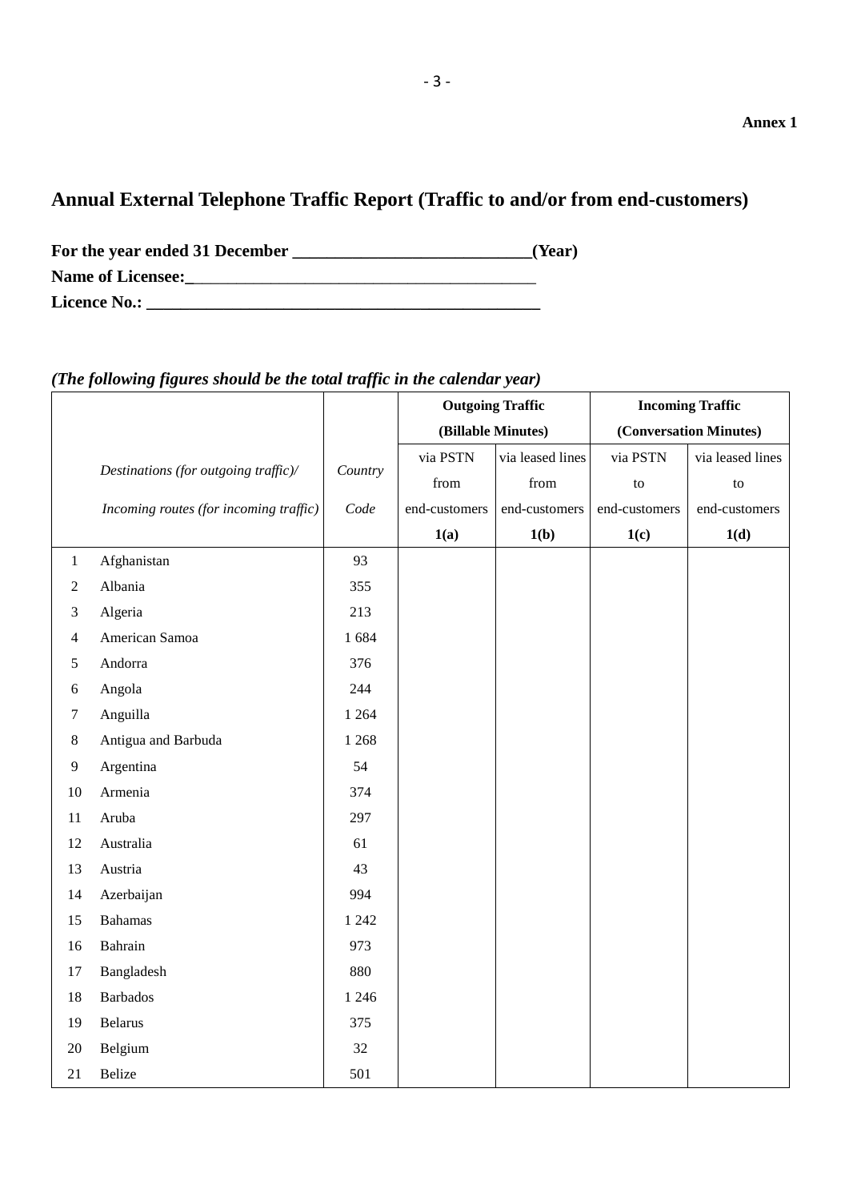Annex 1

## Annual External Telephone Traffic Report (Traffic to and/or from end-customers)

**For the year ended 31 December \_\_\_\_\_\_\_\_\_\_\_\_\_\_\_\_\_\_\_\_\_\_\_\_\_\_\_\_(Year)**
**Name of Licensee:\_\_\_\_\_\_\_\_\_\_\_\_\_\_\_\_\_\_\_\_\_\_\_\_\_\_\_\_\_\_\_\_\_\_\_\_\_\_\_\_\_\_**
**Licence No.: \_\_\_\_\_\_\_\_\_\_\_\_\_\_\_\_\_\_\_\_\_\_\_\_\_\_\_\_\_\_\_\_\_\_\_\_\_\_\_\_\_\_\_\_\_\_\_**

***(The following figures should be the total traffic in the calendar year)***

| | *Destinations (for outgoing traffic)/ Incoming routes (for incoming traffic)* | *Country Code* | **Outgoing Traffic (Billable Minutes)** | | **Incoming Traffic (Conversation Minutes)** | |
|---|---|---|---|---|---|---|
| | | | via PSTN from end-customers **1(a)** | via leased lines from end-customers **1(b)** | via PSTN to end-customers **1(c)** | via leased lines to end-customers **1(d)** |
| 1 | Afghanistan | 93 | | | | |
| 2 | Albania | 355 | | | | |
| 3 | Algeria | 213 | | | | |
| 4 | American Samoa | 1 684 | | | | |
| 5 | Andorra | 376 | | | | |
| 6 | Angola | 244 | | | | |
| 7 | Anguilla | 1 264 | | | | |
| 8 | Antigua and Barbuda | 1 268 | | | | |
| 9 | Argentina | 54 | | | | |
| 10 | Armenia | 374 | | | | |
| 11 | Aruba | 297 | | | | |
| 12 | Australia | 61 | | | | |
| 13 | Austria | 43 | | | | |
| 14 | Azerbaijan | 994 | | | | |
| 15 | Bahamas | 1 242 | | | | |
| 16 | Bahrain | 973 | | | | |
| 17 | Bangladesh | 880 | | | | |
| 18 | Barbados | 1 246 | | | | |
| 19 | Belarus | 375 | | | | |
| 20 | Belgium | 32 | | | | |
| 21 | Belize | 501 | | | | |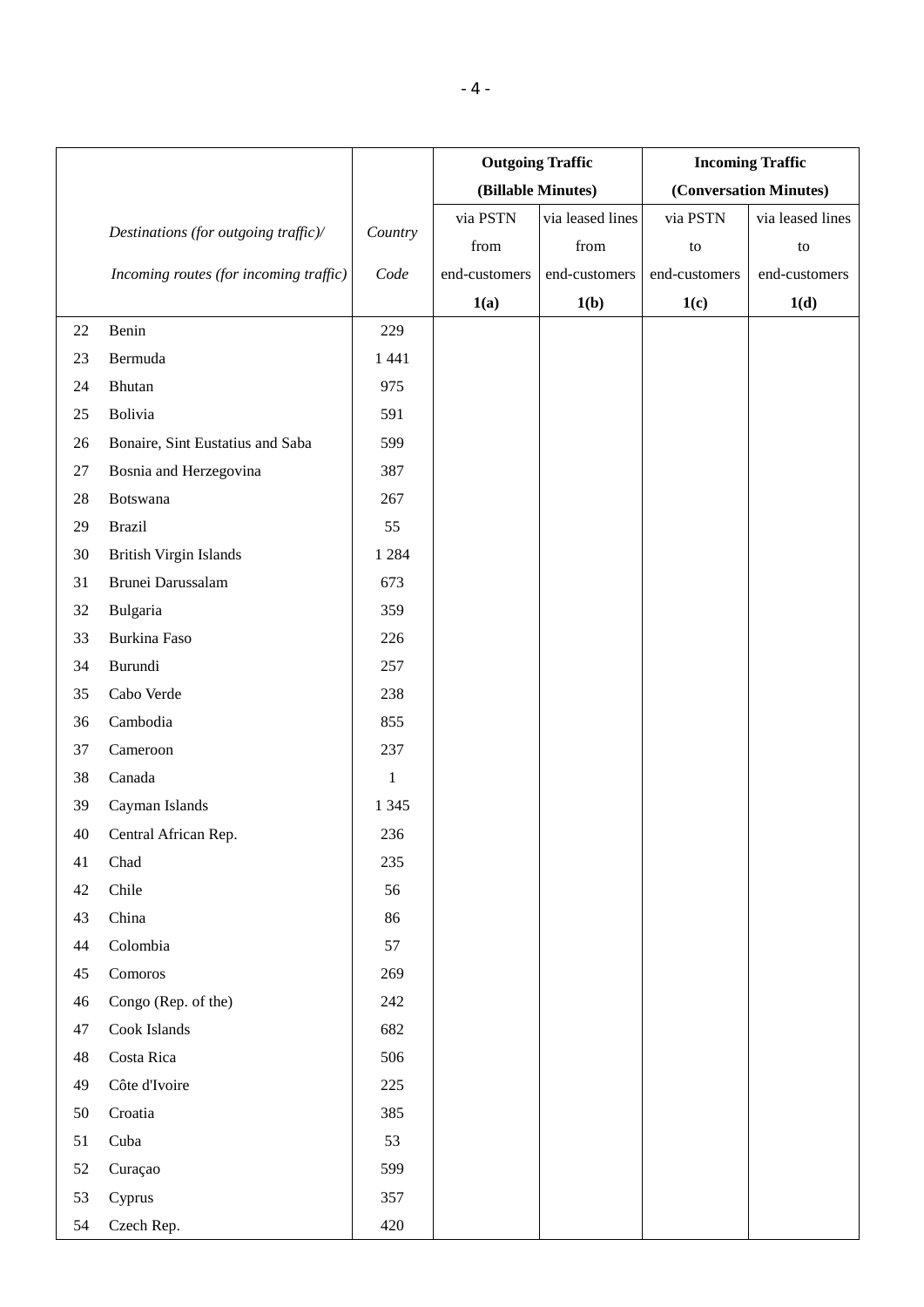| | Destinations (for outgoing traffic)/ Incoming routes (for incoming traffic) | Country Code | Outgoing Traffic (Billable Minutes) | | Incoming Traffic (Conversation Minutes) | |
|---|---|---|---|---|---|---|
| | | | via PSTN from end-customers | via leased lines from end-customers | via PSTN to end-customers | via leased lines to end-customers |
| | | | **1(a)** | **1(b)** | **1(c)** | **1(d)** |
| 22 | Benin | 229 | | | | |
| 23 | Bermuda | 1 441 | | | | |
| 24 | Bhutan | 975 | | | | |
| 25 | Bolivia | 591 | | | | |
| 26 | Bonaire, Sint Eustatius and Saba | 599 | | | | |
| 27 | Bosnia and Herzegovina | 387 | | | | |
| 28 | Botswana | 267 | | | | |
| 29 | Brazil | 55 | | | | |
| 30 | British Virgin Islands | 1 284 | | | | |
| 31 | Brunei Darussalam | 673 | | | | |
| 32 | Bulgaria | 359 | | | | |
| 33 | Burkina Faso | 226 | | | | |
| 34 | Burundi | 257 | | | | |
| 35 | Cabo Verde | 238 | | | | |
| 36 | Cambodia | 855 | | | | |
| 37 | Cameroon | 237 | | | | |
| 38 | Canada | 1 | | | | |
| 39 | Cayman Islands | 1 345 | | | | |
| 40 | Central African Rep. | 236 | | | | |
| 41 | Chad | 235 | | | | |
| 42 | Chile | 56 | | | | |
| 43 | China | 86 | | | | |
| 44 | Colombia | 57 | | | | |
| 45 | Comoros | 269 | | | | |
| 46 | Congo (Rep. of the) | 242 | | | | |
| 47 | Cook Islands | 682 | | | | |
| 48 | Costa Rica | 506 | | | | |
| 49 | Côte d'Ivoire | 225 | | | | |
| 50 | Croatia | 385 | | | | |
| 51 | Cuba | 53 | | | | |
| 52 | Curaçao | 599 | | | | |
| 53 | Cyprus | 357 | | | | |
| 54 | Czech Rep. | 420 | | | | |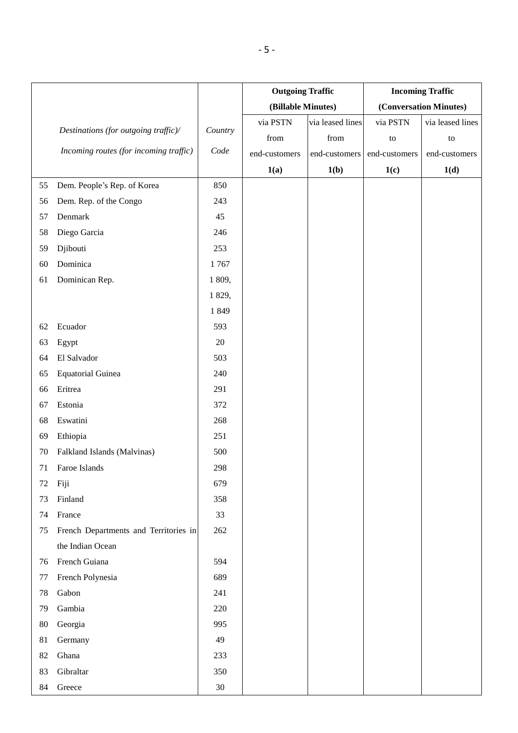| | Destinations (for outgoing traffic)/ Incoming routes (for incoming traffic) | Country Code | Outgoing Traffic (Billable Minutes) | | Incoming Traffic (Conversation Minutes) | |
|---|---|---|---|---|---|---|
| | | | via PSTN from end-customers | via leased lines from end-customers | via PSTN to end-customers | via leased lines to end-customers |
| | | | **1(a)** | **1(b)** | **1(c)** | **1(d)** |
| 55 | Dem. People's Rep. of Korea | 850 | | | | |
| 56 | Dem. Rep. of the Congo | 243 | | | | |
| 57 | Denmark | 45 | | | | |
| 58 | Diego Garcia | 246 | | | | |
| 59 | Djibouti | 253 | | | | |
| 60 | Dominica | 1 767 | | | | |
| 61 | Dominican Rep. | 1 809, 1 829, 1 849 | | | | |
| 62 | Ecuador | 593 | | | | |
| 63 | Egypt | 20 | | | | |
| 64 | El Salvador | 503 | | | | |
| 65 | Equatorial Guinea | 240 | | | | |
| 66 | Eritrea | 291 | | | | |
| 67 | Estonia | 372 | | | | |
| 68 | Eswatini | 268 | | | | |
| 69 | Ethiopia | 251 | | | | |
| 70 | Falkland Islands (Malvinas) | 500 | | | | |
| 71 | Faroe Islands | 298 | | | | |
| 72 | Fiji | 679 | | | | |
| 73 | Finland | 358 | | | | |
| 74 | France | 33 | | | | |
| 75 | French Departments and Territories in the Indian Ocean | 262 | | | | |
| 76 | French Guiana | 594 | | | | |
| 77 | French Polynesia | 689 | | | | |
| 78 | Gabon | 241 | | | | |
| 79 | Gambia | 220 | | | | |
| 80 | Georgia | 995 | | | | |
| 81 | Germany | 49 | | | | |
| 82 | Ghana | 233 | | | | |
| 83 | Gibraltar | 350 | | | | |
| 84 | Greece | 30 | | | | |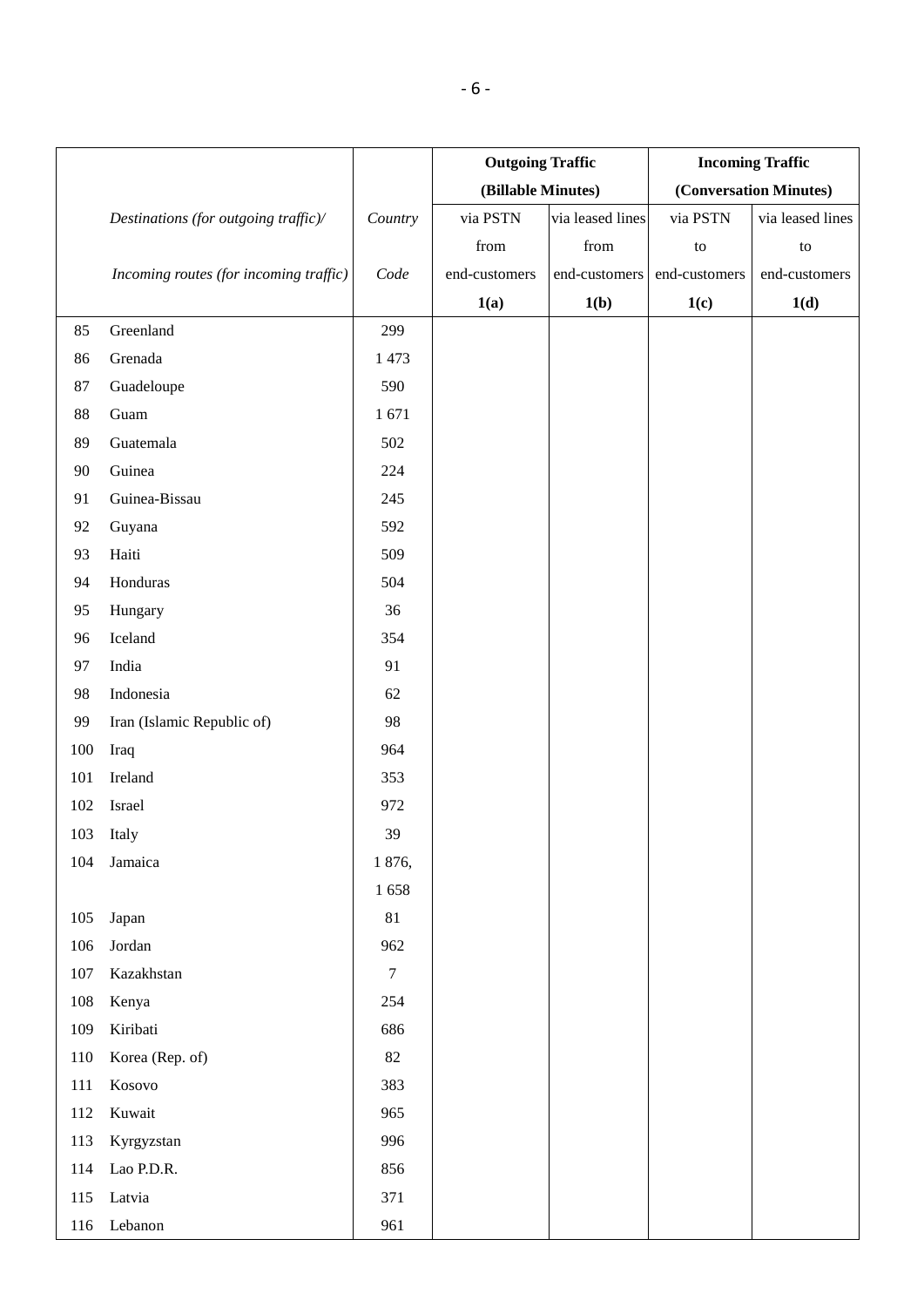| | Destinations (for outgoing traffic)/ Incoming routes (for incoming traffic) | Country Code | Outgoing Traffic (Billable Minutes) | | Incoming Traffic (Conversation Minutes) | |
|---|---|---|---|---|---|---|
| | | | via PSTN from end-customers | via leased lines from end-customers | via PSTN to end-customers | via leased lines to end-customers |
| | | | **1(a)** | **1(b)** | **1(c)** | **1(d)** |
| 85 | Greenland | 299 | | | | |
| 86 | Grenada | 1 473 | | | | |
| 87 | Guadeloupe | 590 | | | | |
| 88 | Guam | 1 671 | | | | |
| 89 | Guatemala | 502 | | | | |
| 90 | Guinea | 224 | | | | |
| 91 | Guinea-Bissau | 245 | | | | |
| 92 | Guyana | 592 | | | | |
| 93 | Haiti | 509 | | | | |
| 94 | Honduras | 504 | | | | |
| 95 | Hungary | 36 | | | | |
| 96 | Iceland | 354 | | | | |
| 97 | India | 91 | | | | |
| 98 | Indonesia | 62 | | | | |
| 99 | Iran (Islamic Republic of) | 98 | | | | |
| 100 | Iraq | 964 | | | | |
| 101 | Ireland | 353 | | | | |
| 102 | Israel | 972 | | | | |
| 103 | Italy | 39 | | | | |
| 104 | Jamaica | 1 876, 1 658 | | | | |
| 105 | Japan | 81 | | | | |
| 106 | Jordan | 962 | | | | |
| 107 | Kazakhstan | 7 | | | | |
| 108 | Kenya | 254 | | | | |
| 109 | Kiribati | 686 | | | | |
| 110 | Korea (Rep. of) | 82 | | | | |
| 111 | Kosovo | 383 | | | | |
| 112 | Kuwait | 965 | | | | |
| 113 | Kyrgyzstan | 996 | | | | |
| 114 | Lao P.D.R. | 856 | | | | |
| 115 | Latvia | 371 | | | | |
| 116 | Lebanon | 961 | | | | |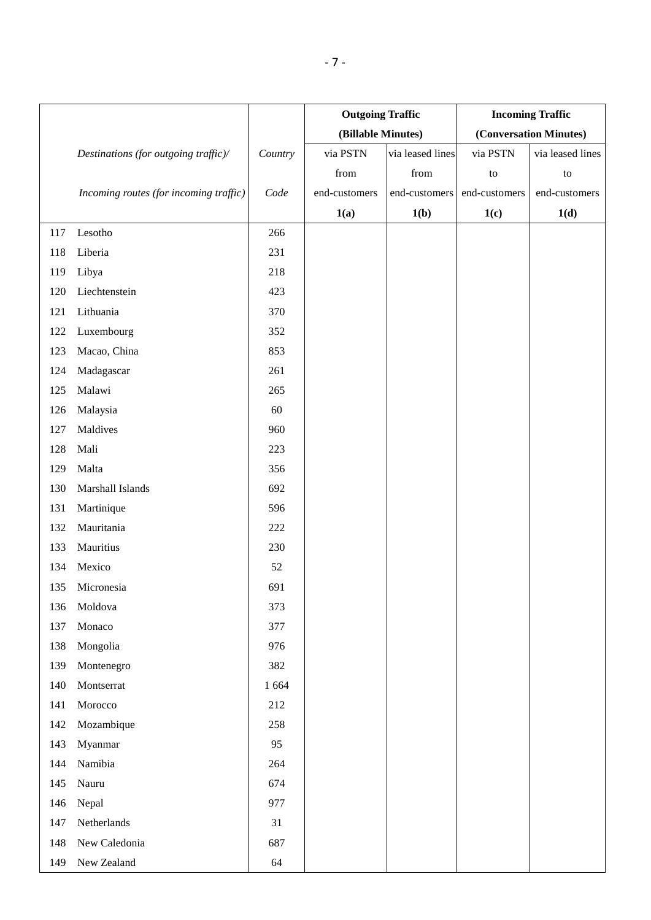| | Destinations (for outgoing traffic)/ Incoming routes (for incoming traffic) | Country Code | Outgoing Traffic (Billable Minutes) | | Incoming Traffic (Conversation Minutes) | |
|---|---|---|---|---|---|---|
| | | | via PSTN from end-customers | via leased lines from end-customers | via PSTN to end-customers | via leased lines to end-customers |
| | | | **1(a)** | **1(b)** | **1(c)** | **1(d)** |
| 117 | Lesotho | 266 | | | | |
| 118 | Liberia | 231 | | | | |
| 119 | Libya | 218 | | | | |
| 120 | Liechtenstein | 423 | | | | |
| 121 | Lithuania | 370 | | | | |
| 122 | Luxembourg | 352 | | | | |
| 123 | Macao, China | 853 | | | | |
| 124 | Madagascar | 261 | | | | |
| 125 | Malawi | 265 | | | | |
| 126 | Malaysia | 60 | | | | |
| 127 | Maldives | 960 | | | | |
| 128 | Mali | 223 | | | | |
| 129 | Malta | 356 | | | | |
| 130 | Marshall Islands | 692 | | | | |
| 131 | Martinique | 596 | | | | |
| 132 | Mauritania | 222 | | | | |
| 133 | Mauritius | 230 | | | | |
| 134 | Mexico | 52 | | | | |
| 135 | Micronesia | 691 | | | | |
| 136 | Moldova | 373 | | | | |
| 137 | Monaco | 377 | | | | |
| 138 | Mongolia | 976 | | | | |
| 139 | Montenegro | 382 | | | | |
| 140 | Montserrat | 1 664 | | | | |
| 141 | Morocco | 212 | | | | |
| 142 | Mozambique | 258 | | | | |
| 143 | Myanmar | 95 | | | | |
| 144 | Namibia | 264 | | | | |
| 145 | Nauru | 674 | | | | |
| 146 | Nepal | 977 | | | | |
| 147 | Netherlands | 31 | | | | |
| 148 | New Caledonia | 687 | | | | |
| 149 | New Zealand | 64 | | | | |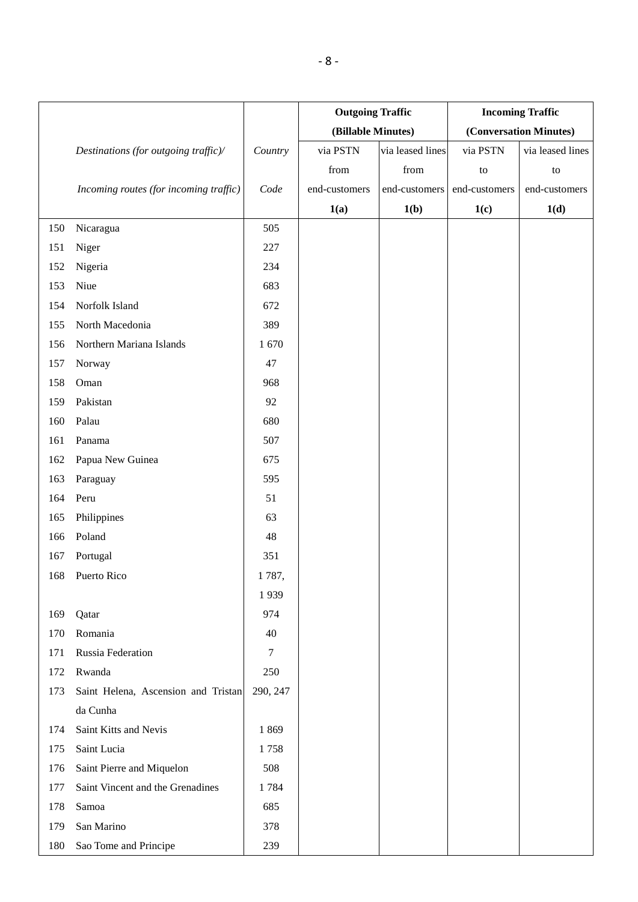| | Destinations (for outgoing traffic)/ Incoming routes (for incoming traffic) | Country Code | Outgoing Traffic (Billable Minutes) | | Incoming Traffic (Conversation Minutes) | |
|---|---|---|---|---|---|---|
| | | | via PSTN from end-customers | via leased lines from end-customers | via PSTN to end-customers | via leased lines to end-customers |
| | | | **1(a)** | **1(b)** | **1(c)** | **1(d)** |
| 150 | Nicaragua | 505 | | | | |
| 151 | Niger | 227 | | | | |
| 152 | Nigeria | 234 | | | | |
| 153 | Niue | 683 | | | | |
| 154 | Norfolk Island | 672 | | | | |
| 155 | North Macedonia | 389 | | | | |
| 156 | Northern Mariana Islands | 1 670 | | | | |
| 157 | Norway | 47 | | | | |
| 158 | Oman | 968 | | | | |
| 159 | Pakistan | 92 | | | | |
| 160 | Palau | 680 | | | | |
| 161 | Panama | 507 | | | | |
| 162 | Papua New Guinea | 675 | | | | |
| 163 | Paraguay | 595 | | | | |
| 164 | Peru | 51 | | | | |
| 165 | Philippines | 63 | | | | |
| 166 | Poland | 48 | | | | |
| 167 | Portugal | 351 | | | | |
| 168 | Puerto Rico | 1 787, 1 939 | | | | |
| 169 | Qatar | 974 | | | | |
| 170 | Romania | 40 | | | | |
| 171 | Russia Federation | 7 | | | | |
| 172 | Rwanda | 250 | | | | |
| 173 | Saint Helena, Ascension and Tristan da Cunha | 290, 247 | | | | |
| 174 | Saint Kitts and Nevis | 1 869 | | | | |
| 175 | Saint Lucia | 1 758 | | | | |
| 176 | Saint Pierre and Miquelon | 508 | | | | |
| 177 | Saint Vincent and the Grenadines | 1 784 | | | | |
| 178 | Samoa | 685 | | | | |
| 179 | San Marino | 378 | | | | |
| 180 | Sao Tome and Principe | 239 | | | | |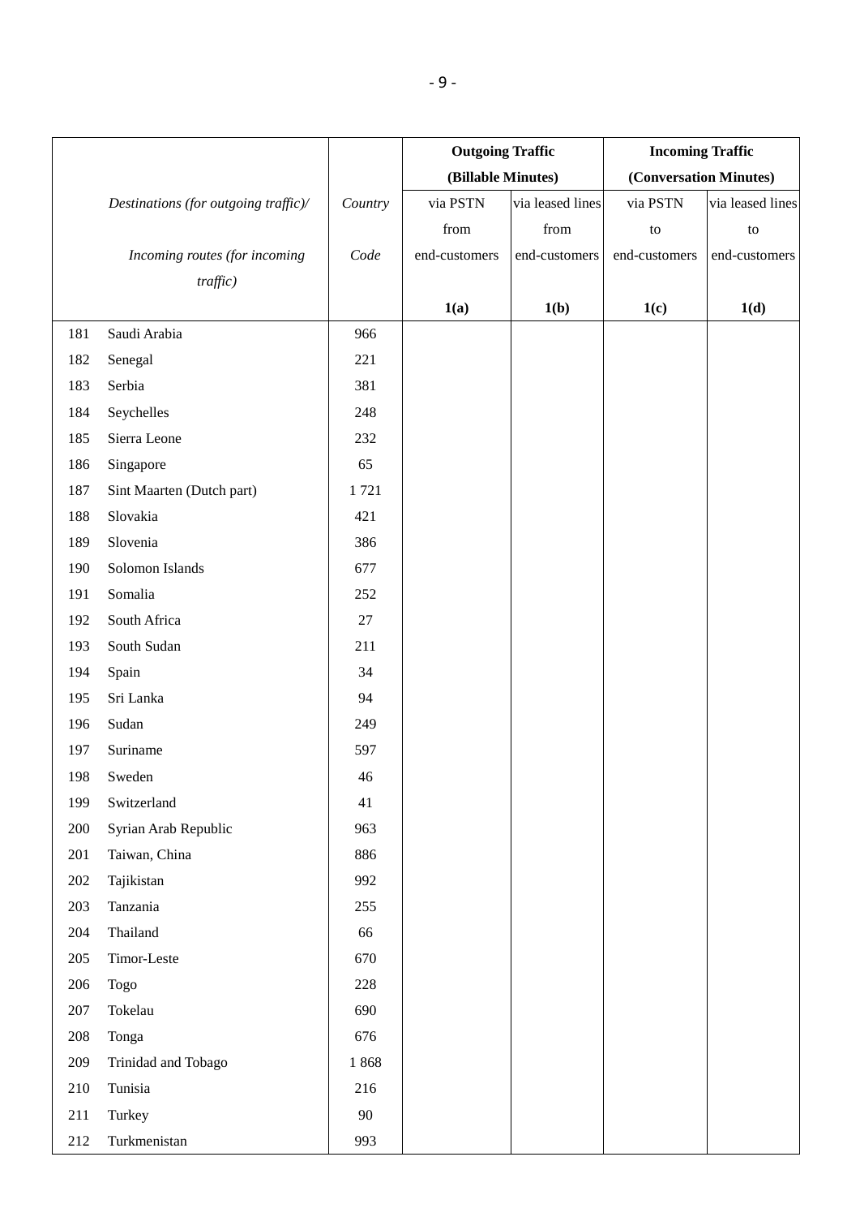| | Destinations (for outgoing traffic)/ Incoming routes (for incoming traffic) | Country Code | Outgoing Traffic (Billable Minutes) | | Incoming Traffic (Conversation Minutes) | |
|---|---|---|---|---|---|---|
| | | | via PSTN from end-customers | via leased lines from end-customers | via PSTN to end-customers | via leased lines to end-customers |
| | | | **1(a)** | **1(b)** | **1(c)** | **1(d)** |
| 181 | Saudi Arabia | 966 | | | | |
| 182 | Senegal | 221 | | | | |
| 183 | Serbia | 381 | | | | |
| 184 | Seychelles | 248 | | | | |
| 185 | Sierra Leone | 232 | | | | |
| 186 | Singapore | 65 | | | | |
| 187 | Sint Maarten (Dutch part) | 1 721 | | | | |
| 188 | Slovakia | 421 | | | | |
| 189 | Slovenia | 386 | | | | |
| 190 | Solomon Islands | 677 | | | | |
| 191 | Somalia | 252 | | | | |
| 192 | South Africa | 27 | | | | |
| 193 | South Sudan | 211 | | | | |
| 194 | Spain | 34 | | | | |
| 195 | Sri Lanka | 94 | | | | |
| 196 | Sudan | 249 | | | | |
| 197 | Suriname | 597 | | | | |
| 198 | Sweden | 46 | | | | |
| 199 | Switzerland | 41 | | | | |
| 200 | Syrian Arab Republic | 963 | | | | |
| 201 | Taiwan, China | 886 | | | | |
| 202 | Tajikistan | 992 | | | | |
| 203 | Tanzania | 255 | | | | |
| 204 | Thailand | 66 | | | | |
| 205 | Timor-Leste | 670 | | | | |
| 206 | Togo | 228 | | | | |
| 207 | Tokelau | 690 | | | | |
| 208 | Tonga | 676 | | | | |
| 209 | Trinidad and Tobago | 1 868 | | | | |
| 210 | Tunisia | 216 | | | | |
| 211 | Turkey | 90 | | | | |
| 212 | Turkmenistan | 993 | | | | |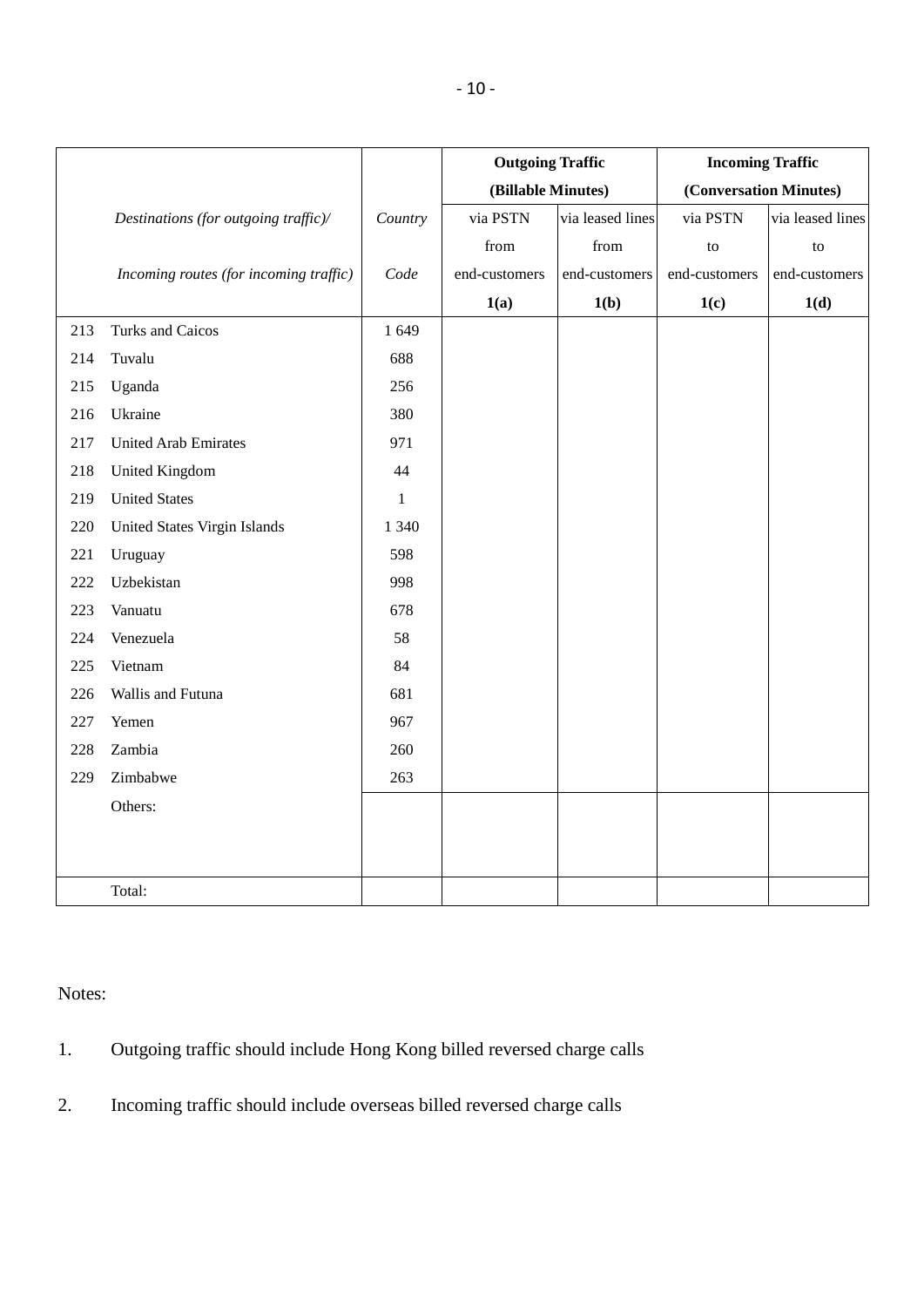| | Destinations (for outgoing traffic)/ Incoming routes (for incoming traffic) | Country Code | Outgoing Traffic (Billable Minutes) | | Incoming Traffic (Conversation Minutes) | |
|---|---|---|---|---|---|---|
| | | | via PSTN from end-customers 1(a) | via leased lines from end-customers 1(b) | via PSTN to end-customers 1(c) | via leased lines to end-customers 1(d) |
| 213 | Turks and Caicos | 1 649 | | | | |
| 214 | Tuvalu | 688 | | | | |
| 215 | Uganda | 256 | | | | |
| 216 | Ukraine | 380 | | | | |
| 217 | United Arab Emirates | 971 | | | | |
| 218 | United Kingdom | 44 | | | | |
| 219 | United States | 1 | | | | |
| 220 | United States Virgin Islands | 1 340 | | | | |
| 221 | Uruguay | 598 | | | | |
| 222 | Uzbekistan | 998 | | | | |
| 223 | Vanuatu | 678 | | | | |
| 224 | Venezuela | 58 | | | | |
| 225 | Vietnam | 84 | | | | |
| 226 | Wallis and Futuna | 681 | | | | |
| 227 | Yemen | 967 | | | | |
| 228 | Zambia | 260 | | | | |
| 229 | Zimbabwe | 263 | | | | |
| | Others: | | | | | |
| | Total: | | | | | |

Notes:

1. Outgoing traffic should include Hong Kong billed reversed charge calls

2. Incoming traffic should include overseas billed reversed charge calls